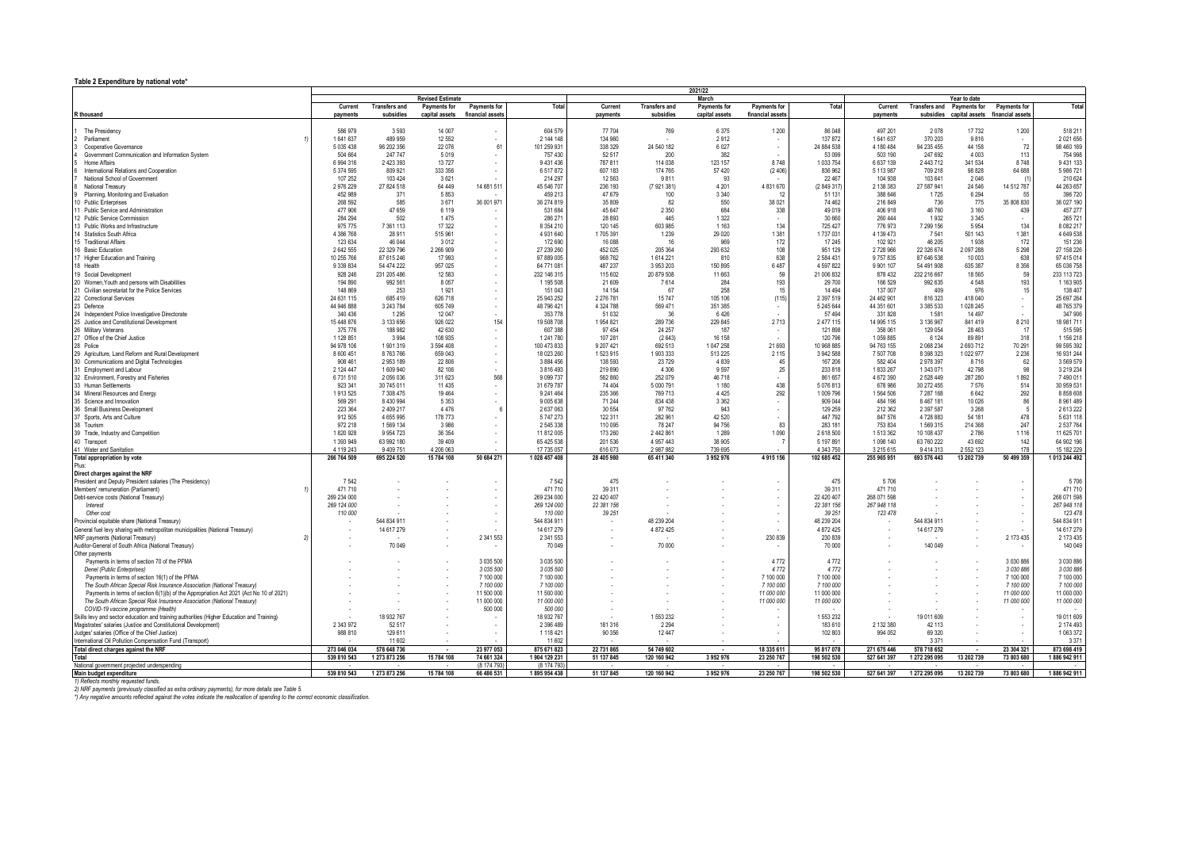**Table 2 Expenditure by national vote***

| R thousand | Revised Estimate: Current payments | Revised Estimate: Transfers and subsidies | Revised Estimate: Payments for capital assets | Revised Estimate: Payments for financial assets | Revised Estimate: Total | March: Current payments | March: Transfers and subsidies | March: Payments for capital assets | March: Payments for financial assets | March: Total | Year to date: Current payments | Year to date: Transfers and subsidies | Year to date: Payments for capital assets | Year to date: Payments for financial assets | Year to date: Total |
|---|---|---|---|---|---|---|---|---|---|---|---|---|---|---|---|
| 1 The Presidency | 586 979 | 3 593 | 14 007 | - | 604 579 | 77 704 | 769 | 6 375 | 1 200 | 86 048 | 497 201 | 2 078 | 17 732 | 1 200 | 518 211 |
| 2 Parliament 1) | 1 641 637 | 489 959 | 12 552 | - | 2 144 148 | 134 960 | - | 2 912 | - | 137 872 | 1 641 637 | 370 203 | 9 816 | - | 2 021 656 |
| 3 Cooperative Governance | 5 035 438 | 96 202 356 | 22 076 | 61 | 101 259 931 | 338 329 | 24 540 182 | 6 027 | - | 24 884 538 | 4 180 484 | 94 235 455 | 44 158 | 72 | 98 460 169 |
| 4 Government Communication and Information System | 504 664 | 247 747 | 5 019 | - | 757 430 | 52 517 | 200 | 382 | - | 53 099 | 503 190 | 247 692 | 4 003 | 113 | 754 998 |
| 5 Home Affairs | 6 994 316 | 2 423 393 | 13 727 | - | 9 431 436 | 787 811 | 114 038 | 123 157 | 8 748 | 1 033 754 | 6 637 139 | 2 443 712 | 341 534 | 8 748 | 9 431 133 |
| 6 International Relations and Cooperation | 5 374 595 | 809 921 | 333 356 | - | 6 517 872 | 607 183 | 174 765 | 57 420 | (2 406) | 836 962 | 5 113 987 | 709 218 | 98 828 | 64 688 | 5 986 721 |
| 7 National School of Government | 107 252 | 103 424 | 3 621 | - | 214 297 | 12 563 | 9 811 | 93 | - | 22 467 | 104 938 | 103 641 | 2 046 | (1) | 210 624 |
| 8 National Treasury | 2 976 229 | 27 824 518 | 64 449 | 14 681 511 | 45 546 707 | 236 193 | (7 921 381) | 4 201 | 4 831 670 | (2 849 317) | 2 138 383 | 27 587 941 | 24 546 | 14 512 787 | 44 263 657 |
| 9 Planning, Monitoring and Evaluation | 452 989 | 371 | 5 853 | - | 459 213 | 47 679 | 100 | 3 340 | 12 | 51 131 | 388 646 | 1 725 | 6 294 | 55 | 396 720 |
| 10 Public Enterprises | 268 592 | 585 | 3 671 | 36 001 971 | 36 274 819 | 35 809 | 82 | 550 | 38 021 | 74 462 | 216 849 | 736 | 775 | 35 808 830 | 36 027 190 |
| 11 Public Service and Administration | 477 906 | 47 659 | 6 119 | - | 531 684 | 45 847 | 2 350 | 684 | 338 | 49 019 | 406 918 | 46 760 | 3 160 | 439 | 457 277 |
| 12 Public Service Commission | 284 294 | 502 | 1 475 | - | 286 271 | 28 893 | 445 | 1 322 | - | 30 660 | 260 444 | 1 932 | 3 345 | - | 265 721 |
| 13 Public Works and Infrastructure | 975 775 | 7 361 113 | 17 322 | - | 8 354 210 | 120 145 | 603 985 | 1 163 | 134 | 725 427 | 776 973 | 7 299 156 | 5 954 | 134 | 8 082 217 |
| 14 Statistics South Africa | 4 386 768 | 28 911 | 515 961 | - | 4 931 640 | 1 705 391 | 1 239 | 29 020 | 1 381 | 1 737 031 | 4 139 473 | 7 541 | 501 143 | 1 381 | 4 649 538 |
| 15 Traditional Affairs | 123 634 | 46 044 | 3 012 | - | 172 690 | 16 088 | 16 | 969 | 172 | 17 245 | 102 921 | 46 205 | 1 938 | 172 | 151 236 |
| 16 Basic Education | 2 642 555 | 22 329 796 | 2 266 909 | - | 27 239 260 | 452 025 | 205 364 | 293 632 | 108 | 951 129 | 2 728 966 | 22 326 674 | 2 097 288 | 5 298 | 27 158 226 |
| 17 Higher Education and Training | 10 255 766 | 87 615 246 | 17 993 | - | 97 889 005 | 968 762 | 1 614 221 | 810 | 638 | 2 584 431 | 9 757 835 | 87 646 538 | 10 003 | 638 | 97 415 014 |
| 18 Health | 9 339 834 | 54 474 222 | 957 025 | - | 64 771 081 | 487 237 | 3 953 203 | 150 895 | 6 487 | 4 597 822 | 9 901 107 | 54 491 908 | 635 387 | 8 356 | 65 036 758 |
| 19 Social Development | 928 246 | 231 205 486 | 12 583 | - | 232 146 315 | 115 602 | 20 879 508 | 11 663 | 59 | 21 006 832 | 878 432 | 232 216 667 | 18 565 | 59 | 233 113 723 |
| 20 Women,Youth and persons with Disabilities | 194 890 | 992 561 | 8 057 | - | 1 195 508 | 21 609 | 7 614 | 284 | 193 | 29 700 | 166 529 | 992 635 | 4 548 | 193 | 1 163 905 |
| 21 Civilian secretariat for the Police Services | 148 869 | 253 | 1 921 | - | 151 043 | 14 154 | 67 | 258 | 15 | 14 494 | 137 007 | 409 | 976 | 15 | 138 407 |
| 22 Correctional Services | 24 631 115 | 685 419 | 626 718 | - | 25 943 252 | 2 276 781 | 15 747 | 105 106 | (115) | 2 397 519 | 24 462 901 | 816 323 | 418 040 | - | 25 697 264 |
| 23 Defence | 44 946 888 | 3 243 784 | 605 749 | - | 48 796 421 | 4 324 788 | 569 471 | 351 385 | - | 5 245 644 | 44 351 601 | 3 385 533 | 1 028 245 | - | 48 765 379 |
| 24 Independent Police Investigative Directorate | 340 436 | 1 295 | 12 047 | - | 353 778 | 51 032 | 36 | 6 426 | - | 57 494 | 331 828 | 1 581 | 14 497 | - | 347 906 |
| 25 Justice and Constitutional Development | 15 448 876 | 3 133 656 | 926 022 | 154 | 19 508 708 | 1 954 821 | 289 736 | 229 845 | 2 713 | 2 477 115 | 14 995 115 | 3 136 967 | 841 419 | 8 210 | 18 981 711 |
| 26 Military Veterans | 375 776 | 188 982 | 42 630 | - | 607 388 | 97 454 | 24 257 | 187 | - | 121 898 | 358 061 | 129 054 | 28 463 | 17 | 515 595 |
| 27 Office of the Chief Justice | 1 128 851 | 3 994 | 108 935 | - | 1 241 780 | 107 281 | (2 643) | 16 158 | - | 120 796 | 1 059 885 | 6 124 | 89 891 | 318 | 1 156 218 |
| 28 Police | 94 978 106 | 1 901 319 | 3 594 408 | - | 100 473 833 | 9 207 421 | 692 513 | 1 047 258 | 21 693 | 10 968 885 | 94 763 155 | 2 068 234 | 2 693 712 | 70 291 | 99 595 392 |
| 29 Agriculture, Land Reform and Rural Development | 8 600 451 | 8 763 766 | 659 043 | - | 18 023 260 | 1 523 915 | 1 903 333 | 513 225 | 2 115 | 3 942 588 | 7 507 708 | 8 398 323 | 1 022 977 | 2 236 | 16 931 244 |
| 30 Communications and Digital Technologies | 908 461 | 2 953 189 | 22 806 | - | 3 884 456 | 138 593 | 23 729 | 4 839 | 45 | 167 206 | 582 404 | 2 978 397 | 8 716 | 62 | 3 569 579 |
| 31 Employment and Labour | 2 124 447 | 1 609 940 | 82 106 | - | 3 816 493 | 219 890 | 4 306 | 9 597 | 25 | 233 818 | 1 833 267 | 1 343 071 | 42 798 | 98 | 3 219 234 |
| 32 Environment, Forestry and Fisheries | 6 731 510 | 2 056 036 | 311 623 | 568 | 9 099 737 | 562 860 | 252 079 | 46 718 | - | 861 657 | 4 672 390 | 2 528 449 | 287 280 | 1 892 | 7 490 011 |
| 33 Human Settlements | 923 341 | 30 745 011 | 11 435 | - | 31 679 787 | 74 404 | 5 000 791 | 1 180 | 438 | 5 076 813 | 678 986 | 30 272 455 | 7 576 | 514 | 30 959 531 |
| 34 Mineral Resources and Energy | 1 913 525 | 7 308 475 | 19 464 | - | 9 241 464 | 235 366 | 769 713 | 4 425 | 292 | 1 009 796 | 1 564 506 | 7 287 168 | 6 642 | 292 | 8 858 608 |
| 35 Science and Innovation | 569 291 | 8 430 994 | 5 353 | - | 9 005 638 | 71 244 | 834 438 | 3 362 | - | 909 044 | 484 196 | 8 467 181 | 10 026 | 86 | 8 961 489 |
| 36 Small Business Development | 223 364 | 2 409 217 | 4 476 | 6 | 2 637 063 | 30 554 | 97 762 | 943 | - | 129 259 | 212 362 | 2 397 587 | 3 268 | 5 | 2 613 222 |
| 37 Sports, Arts and Culture | 912 505 | 4 655 995 | 178 773 | - | 5 747 273 | 122 311 | 282 961 | 42 520 | - | 447 792 | 847 576 | 4 728 883 | 54 181 | 478 | 5 631 118 |
| 38 Tourism | 972 218 | 1 569 134 | 3 986 | - | 2 545 338 | 110 095 | 78 247 | 94 756 | 83 | 283 181 | 753 834 | 1 569 315 | 214 368 | 247 | 2 537 764 |
| 39 Trade, Industry and Competition | 1 820 928 | 9 954 723 | 36 354 | - | 11 812 005 | 173 260 | 2 442 861 | 1 289 | 1 090 | 2 618 500 | 1 513 362 | 10 108 437 | 2 786 | 1 116 | 11 625 701 |
| 40 Transport | 1 393 949 | 63 992 180 | 39 409 | - | 65 425 538 | 201 536 | 4 957 443 | 38 905 | 7 | 5 197 891 | 1 098 140 | 63 760 222 | 43 692 | 142 | 64 902 196 |
| 41 Water and Sanitation | 4 119 243 | 9 409 751 | 4 206 063 | - | 17 735 057 | 616 073 | 2 987 982 | 739 695 | - | 4 343 750 | 3 215 615 | 9 414 313 | 2 552 123 | 178 | 15 182 229 |
| **Total appropriation by vote** | **266 764 509** | **695 224 520** | **15 784 108** | **50 684 271** | **1 028 457 408** | **28 405 980** | **65 411 340** | **3 952 976** | **4 915 156** | **102 685 452** | **255 965 951** | **693 576 443** | **13 202 739** | **50 499 359** | **1 013 244 492** |
| Plus: | | | | | | | | | | | | | | | |
| **Direct charges against the NRF** | | | | | | | | | | | | | | | |
| President and Deputy President salaries (The Presidency) | 7 542 | - | - | - | 7 542 | 475 | - | - | - | 475 | 5 706 | - | - | - | 5 706 |
| Members' remuneration (Parliament) 1) | 471 710 | - | - | - | 471 710 | 39 311 | - | - | - | 39 311 | 471 710 | - | - | - | 471 710 |
| Debt-service costs (National Treasury) | 269 234 000 | - | - | - | 269 234 000 | 22 420 407 | - | - | - | 22 420 407 | 268 071 598 | - | - | - | 268 071 598 |
| *Interest* | *269 124 000* | - | - | - | *269 124 000* | *22 381 156* | - | - | - | *22 381 156* | *267 948 118* | - | - | - | *267 948 118* |
| *Other cost* | *110 000* | - | - | - | *110 000* | *39 251* | - | - | - | *39 251* | *123 478* | - | - | - | *123 478* |
| Provincial equitable share (National Treasury) | - | 544 834 911 | - | - | 544 834 911 | - | 48 239 204 | - | - | 48 239 204 | - | 544 834 911 | - | - | 544 834 911 |
| General fuel levy sharing with metropolitan municipalities (National Treasury) | - | 14 617 279 | - | - | 14 617 279 | - | 4 872 425 | - | - | 4 872 425 | - | 14 617 279 | - | - | 14 617 279 |
| NRF payments (National Treasury) 2) | - | - | - | 2 341 553 | 2 341 553 | - | - | - | 230 839 | 230 839 | - | - | - | 2 173 435 | 2 173 435 |
| Auditor-General of South Africa (National Treasury) | - | 70 049 | - | - | 70 049 | - | 70 000 | - | - | 70 000 | - | 140 049 | - | - | 140 049 |
| Other payments | | | | | | | | | | | | | | | |
| Payments in terms of section 70 of the PFMA | - | - | - | 3 035 500 | 3 035 500 | - | - | - | 4 772 | 4 772 | - | - | - | 3 030 886 | 3 030 886 |
| *Denel (Public Enterprises)* | - | - | - | *3 035 500* | *3 035 500* | - | - | - | *4 772* | *4 772* | - | - | - | *3 030 886* | *3 030 886* |
| Payments in terms of section 16(1) of the PFMA | - | - | - | 7 100 000 | 7 100 000 | - | - | - | 7 100 000 | 7 100 000 | - | - | - | 7 100 000 | 7 100 000 |
| *The South African Special Risk Insurance Association (National Treasury)* | - | - | - | *7 100 000* | *7 100 000* | - | - | - | *7 100 000* | *7 100 000* | - | - | - | *7 100 000* | *7 100 000* |
| Payments in terms of section 6(1)(b) of the Appropriation Act 2021 (Act No 10 of 2021) | - | - | - | 11 500 000 | 11 500 000 | - | - | - | 11 000 000 | 11 000 000 | - | - | - | 11 000 000 | 11 000 000 |
| *The South African Special Risk Insurance Association (National Treasury)* | - | - | - | *11 000 000* | *11 000 000* | - | - | - | *11 000 000* | *11 000 000* | - | - | - | *11 000 000* | *11 000 000* |
| *COVID-19 vaccine programme (Health)* | - | - | - | *500 000* | *500 000* | - | - | - | - | - | - | - | - | - | - |
| Skills levy and sector education and training authorities (Higher Education and Training) | - | 18 932 767 | - | - | 18 932 767 | - | 1 553 232 | - | - | 1 553 232 | - | 19 011 609 | - | - | 19 011 609 |
| Magistrates' salaries (Justice and Constitutional Development) | 2 343 972 | 52 517 | - | - | 2 396 489 | 181 316 | 2 294 | - | - | 183 610 | 2 132 380 | 42 113 | - | - | 2 174 493 |
| Judges' salaries (Office of the Chief Justice) | 988 810 | 129 611 | - | - | 1 118 421 | 90 356 | 12 447 | - | - | 102 803 | 994 052 | 69 320 | - | - | 1 063 372 |
| International Oil Pollution Compensation Fund (Transport) | - | 11 602 | - | - | 11 602 | - | - | - | - | - | - | 3 371 | - | - | 3 371 |
| **Total direct charges against the NRF** | **273 046 034** | **578 648 736** | **-** | **23 977 053** | **875 671 823** | **22 731 865** | **54 749 602** | **-** | **18 335 611** | **95 817 078** | **271 675 446** | **578 718 652** | **-** | **23 304 321** | **873 698 419** |
| **Total** | **539 810 543** | **1 273 873 256** | **15 784 108** | **74 661 324** | **1 904 129 231** | **51 137 845** | **120 160 942** | **3 952 976** | **23 250 767** | **198 502 530** | **527 641 397** | **1 272 295 095** | **13 202 739** | **73 803 680** | **1 886 942 911** |
| National government projected underspending | - | - | - | (8 174 793) | (8 174 793) | - | - | - | - | - | - | - | - | - | - |
| **Main budget expenditure** | **539 810 543** | **1 273 873 256** | **15 784 108** | **66 486 531** | **1 895 954 438** | **51 137 845** | **120 160 942** | **3 952 976** | **23 250 767** | **198 502 530** | **527 641 397** | **1 272 295 095** | **13 202 739** | **73 803 680** | **1 886 942 911** |

*1) Reflects monthly requested funds.*
*2) NRF payments (previously classified as extra ordinary payments), for more details see Table 5.*
**) Any negative amounts reflected against the votes indicate the reallocation of spending to the correct economic classification.*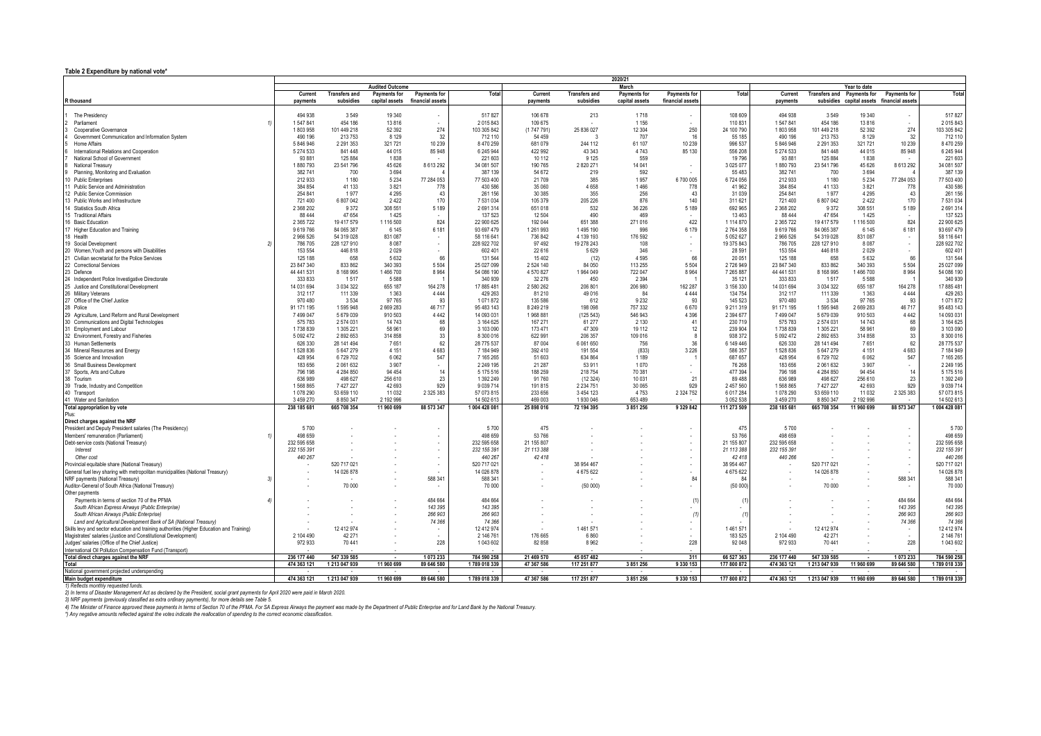**Table 2 Expenditure by national vote***

| R thousand | | 2020/21 | | | | | | | | | | | | | | |
|---|---|---|---|---|---|---|---|---|---|---|---|---|---|---|---|---|
| | | Audited Outcome | | | | | March | | | | | Year to date | | | | |
| | | Current payments | Transfers and subsidies | Payments for capital assets | Payments for financial assets | Total | Current payments | Transfers and subsidies | Payments for capital assets | Payments for financial assets | Total | Current payments | Transfers and subsidies | Payments for capital assets | Payments for financial assets | Total |
| 1 The Presidency | | 494 938 | 3 549 | 19 340 | - | 517 827 | 106 678 | 213 | 1 718 | - | 108 609 | 494 938 | 3 549 | 19 340 | - | 517 827 |
| 2 Parliament | 1) | 1 547 841 | 454 186 | 13 816 | - | 2 015 843 | 109 675 | - | 1 156 | - | 110 831 | 1 547 841 | 454 186 | 13 816 | - | 2 015 843 |
| 3 Cooperative Governance | | 1 803 958 | 101 449 218 | 52 392 | 274 | 103 305 842 | (1 747 791) | 25 836 027 | 12 304 | 250 | 24 100 790 | 1 803 958 | 101 449 218 | 52 392 | 274 | 103 305 842 |
| 4 Government Communication and Information System | | 490 196 | 213 753 | 8 129 | 32 | 712 110 | 54 459 | 3 | 707 | 16 | 55 185 | 490 196 | 213 753 | 8 129 | 32 | 712 110 |
| 5 Home Affairs | | 5 846 946 | 2 291 353 | 321 721 | 10 239 | 8 470 259 | 681 079 | 244 112 | 61 107 | 10 239 | 996 537 | 5 846 946 | 2 291 353 | 321 721 | 10 239 | 8 470 259 |
| 6 International Relations and Cooperation | | 5 274 533 | 841 448 | 44 015 | 85 948 | 6 245 944 | 422 992 | 43 343 | 4 743 | 85 130 | 556 208 | 5 274 533 | 841 448 | 44 015 | 85 948 | 6 245 944 |
| 7 National School of Government | | 93 881 | 125 884 | 1 838 | - | 221 603 | 10 112 | 9 125 | 559 | | 19 796 | 93 881 | 125 884 | 1 838 | - | 221 603 |
| 8 National Treasury | | 1 880 793 | 23 541 796 | 45 626 | 8 613 292 | 34 081 507 | 190 765 | 2 820 271 | 14 041 | - | 3 025 077 | 1 880 793 | 23 541 796 | 45 626 | 8 613 292 | 34 081 507 |
| 9 Planning, Monitoring and Evaluation | | 382 741 | 700 | 3 694 | 4 | 387 139 | 54 672 | 219 | 592 | - | 55 483 | 382 741 | 700 | 3 694 | 4 | 387 139 |
| 10 Public Enterprises | | 212 933 | 1 180 | 5 234 | 77 284 053 | 77 503 400 | 21 709 | 385 | 1 957 | 6 700 005 | 6 724 056 | 212 933 | 1 180 | 5 234 | 77 284 053 | 77 503 400 |
| 11 Public Service and Administration | | 384 854 | 41 133 | 3 821 | 778 | 430 586 | 35 060 | 4 658 | 1 466 | 778 | 41 962 | 384 854 | 41 133 | 3 821 | 778 | 430 586 |
| 12 Public Service Commission | | 254 841 | 1 977 | 4 295 | 43 | 261 156 | 30 385 | 355 | 256 | 43 | 31 039 | 254 841 | 1 977 | 4 295 | 43 | 261 156 |
| 13 Public Works and Infrastructure | | 721 400 | 6 807 042 | 2 422 | 170 | 7 531 034 | 105 379 | 205 226 | 876 | 140 | 311 621 | 721 400 | 6 807 042 | 2 422 | 170 | 7 531 034 |
| 14 Statistics South Africa | | 2 368 202 | 9 372 | 308 551 | 5 189 | 2 691 314 | 651 018 | 532 | 36 226 | 5 189 | 692 965 | 2 368 202 | 9 372 | 308 551 | 5 189 | 2 691 314 |
| 15 Traditional Affairs | | 88 444 | 47 654 | 1 425 | - | 137 523 | 12 504 | 490 | 469 | - | 13 463 | 88 444 | 47 654 | 1 425 | - | 137 523 |
| 16 Basic Education | | 2 365 722 | 19 417 579 | 1 116 500 | 824 | 22 900 625 | 192 044 | 651 388 | 271 016 | 422 | 1 114 870 | 2 365 722 | 19 417 579 | 1 116 500 | 824 | 22 900 625 |
| 17 Higher Education and Training | | 9 619 766 | 84 065 387 | 6 145 | 6 181 | 93 697 479 | 1 261 993 | 1 495 190 | 996 | 6 179 | 2 764 358 | 9 619 766 | 84 065 387 | 6 145 | 6 181 | 93 697 479 |
| 18 Health | | 2 966 526 | 54 319 028 | 831 087 | - | 58 116 641 | 736 842 | 4 139 193 | 176 592 | - | 5 052 627 | 2 966 526 | 54 319 028 | 831 087 | - | 58 116 641 |
| 19 Social Development | 2) | 786 705 | 228 127 910 | 8 087 | - | 228 922 702 | 97 492 | 19 278 243 | 108 | - | 19 375 843 | 786 705 | 228 127 910 | 8 087 | - | 228 922 702 |
| 20 Women, Youth and persons with Disabilities | | 153 554 | 446 818 | 2 029 | - | 602 401 | 22 616 | 5 629 | 346 | - | 28 591 | 153 554 | 446 818 | 2 029 | - | 602 401 |
| 21 Civilian secretariat for the Police Services | | 125 188 | 658 | 5 632 | 66 | 131 544 | 15 402 | (12) | 4 595 | 66 | 20 051 | 125 188 | 658 | 5 632 | 66 | 131 544 |
| 22 Correctional Services | | 23 847 340 | 833 862 | 340 393 | 5 504 | 25 027 099 | 2 524 140 | 84 050 | 113 255 | 5 504 | 2 726 949 | 23 847 340 | 833 862 | 340 393 | 5 504 | 25 027 099 |
| 23 Defence | | 44 441 531 | 8 168 995 | 1 466 700 | 8 964 | 54 086 190 | 4 570 827 | 1 964 049 | 722 047 | 8 964 | 7 265 887 | 44 441 531 | 8 168 995 | 1 466 700 | 8 964 | 54 086 190 |
| 24 Independent Police Investigative Directorate | | 333 833 | 1 517 | 5 588 | 1 | 340 939 | 32 276 | 450 | 2 394 | 1 | 35 121 | 333 833 | 1 517 | 5 588 | 1 | 340 939 |
| 25 Justice and Constitutional Development | | 14 031 694 | 3 034 322 | 655 187 | 164 278 | 17 885 481 | 2 580 262 | 206 801 | 206 980 | 162 287 | 3 156 330 | 14 031 694 | 3 034 322 | 655 187 | 164 278 | 17 885 481 |
| 26 Military Veterans | | 312 117 | 111 339 | 1 363 | 4 444 | 429 263 | 81 210 | 49 016 | 84 | 4 444 | 134 754 | 312 117 | 111 339 | 1 363 | 4 444 | 429 263 |
| 27 Office of the Chief Justice | | 970 480 | 3 534 | 97 765 | 93 | 1 071 872 | 135 586 | 612 | 9 232 | 93 | 145 523 | 970 480 | 3 534 | 97 765 | 93 | 1 071 872 |
| 28 Police | | 91 171 195 | 1 595 948 | 2 669 283 | 46 717 | 95 483 143 | 8 249 219 | 198 098 | 757 332 | 6 670 | 9 211 319 | 91 171 195 | 1 595 948 | 2 669 283 | 46 717 | 95 483 143 |
| 29 Agriculture, Land Reform and Rural Development | | 7 499 047 | 5 679 039 | 910 503 | 4 442 | 14 093 031 | 1 968 881 | (125 543) | 546 943 | 4 396 | 2 394 677 | 7 499 047 | 5 679 039 | 910 503 | 4 442 | 14 093 031 |
| 30 Communications and Digital Technologies | | 575 783 | 2 574 031 | 14 743 | 68 | 3 164 625 | 167 271 | 61 277 | 2 130 | 41 | 230 719 | 575 783 | 2 574 031 | 14 743 | 68 | 3 164 625 |
| 31 Employment and Labour | | 1 738 839 | 1 305 221 | 58 961 | 69 | 3 103 090 | 173 471 | 47 309 | 19 112 | 12 | 239 904 | 1 738 839 | 1 305 221 | 58 961 | 69 | 3 103 090 |
| 32 Environment, Forestry and Fisheries | | 5 092 472 | 2 892 653 | 314 858 | 33 | 8 300 016 | 622 991 | 206 357 | 109 016 | 8 | 938 372 | 5 092 472 | 2 892 653 | 314 858 | 33 | 8 300 016 |
| 33 Human Settlements | | 626 330 | 28 141 494 | 7 651 | 62 | 28 775 537 | 87 004 | 6 061 650 | 756 | 36 | 6 149 446 | 626 330 | 28 141 494 | 7 651 | 62 | 28 775 537 |
| 34 Mineral Resources and Energy | | 1 528 836 | 5 647 279 | 4 151 | 4 683 | 7 184 949 | 392 410 | 191 554 | (833) | 3 226 | 586 357 | 1 528 836 | 5 647 279 | 4 151 | 4 683 | 7 184 949 |
| 35 Science and Innovation | | 428 954 | 6 729 702 | 6 062 | 547 | 7 165 265 | 51 603 | 634 864 | 1 189 | 1 | 687 657 | 428 954 | 6 729 702 | 6 062 | 547 | 7 165 265 |
| 36 Small Business Development | | 183 656 | 2 061 632 | 3 907 | - | 2 249 195 | 21 287 | 53 911 | 1 070 | - | 76 268 | 183 656 | 2 061 632 | 3 907 | - | 2 249 195 |
| 37 Sports, Arts and Culture | | 796 198 | 4 284 850 | 94 454 | 14 | 5 175 516 | 188 259 | 218 754 | 70 381 | - | 477 394 | 796 198 | 4 284 850 | 94 454 | 14 | 5 175 516 |
| 38 Tourism | | 636 989 | 498 627 | 256 610 | 23 | 1 392 249 | 91 760 | (12 324) | 10 031 | 21 | 89 488 | 636 989 | 498 627 | 256 610 | 23 | 1 392 249 |
| 39 Trade, Industry and Competition | | 1 568 865 | 7 427 227 | 42 693 | 929 | 9 039 714 | 191 815 | 2 234 751 | 30 065 | 929 | 2 457 560 | 1 568 865 | 7 427 227 | 42 693 | 929 | 9 039 714 |
| 40 Transport | | 1 078 290 | 53 659 110 | 11 032 | 2 325 383 | 57 073 815 | 233 656 | 3 454 123 | 4 753 | 2 324 752 | 6 017 284 | 1 078 290 | 53 659 110 | 11 032 | 2 325 383 | 57 073 815 |
| 41 Water and Sanitation | | 3 459 270 | 8 850 347 | 2 192 996 | - | 14 502 613 | 469 003 | 1 930 046 | 653 489 | - | 3 052 538 | 3 459 270 | 8 850 347 | 2 192 996 | - | 14 502 613 |
| **Total appropriation by vote** | | **238 185 681** | **665 708 354** | **11 960 699** | **88 573 347** | **1 004 428 081** | **25 898 016** | **72 194 395** | **3 851 256** | **9 329 842** | **111 273 509** | **238 185 681** | **665 708 354** | **11 960 699** | **88 573 347** | **1 004 428 081** |
| Plus: | | | | | | | | | | | | | | | | |
| **Direct charges against the NRF** | | | | | | | | | | | | | | | | |
| President and Deputy President salaries (The Presidency) | | 5 700 | - | - | - | 5 700 | 475 | - | - | - | 475 | 5 700 | - | - | - | 5 700 |
| Members' remuneration (Parliament) | 1) | 498 659 | - | - | - | 498 659 | 53 766 | - | - | - | 53 766 | 498 659 | - | - | - | 498 659 |
| Debt-service costs (National Treasury) | | 232 595 658 | - | - | - | 232 595 658 | 21 155 807 | - | - | - | 21 155 807 | 232 595 658 | - | - | - | 232 595 658 |
| *Interest* | | *232 155 391* | - | - | - | *232 155 391* | *21 113 388* | - | - | - | *21 113 388* | *232 155 391* | - | - | - | *232 155 391* |
| *Other cost* | | *440 267* | - | - | - | *440 267* | *42 418* | - | - | - | *42 418* | *440 266* | - | - | - | *440 266* |
| Provincial equitable share (National Treasury) | | - | 520 717 021 | - | - | 520 717 021 | - | 38 954 467 | - | - | 38 954 467 | - | 520 717 021 | - | - | 520 717 021 |
| General fuel levy sharing with metropolitan municipalities (National Treasury) | | - | 14 026 878 | - | - | 14 026 878 | - | 4 675 622 | - | - | 4 675 622 | - | 14 026 878 | - | - | 14 026 878 |
| NRF payments (National Treasury) | 3) | - | - | - | 588 341 | 588 341 | - | - | - | 84 | 84 | - | - | - | 588 341 | 588 341 |
| Auditor-General of South Africa (National Treasury) | | - | 70 000 | - | - | 70 000 | - | (50 000) | - | - | (50 000) | - | 70 000 | - | - | 70 000 |
| Other payments | | | | | | | | | | | | | | | | |
| Payments in terms of section 70 of the PFMA | 4) | - | - | - | 484 664 | 484 664 | - | - | - | (1) | (1) | - | - | - | 484 664 | 484 664 |
| *South African Express Airways (Public Enterprise)* | | - | - | - | *143 395* | *143 395* | - | - | - | - | - | - | - | - | *143 395* | *143 395* |
| *South African Airways (Public Enterprise)* | | - | - | - | *266 903* | *266 903* | - | - | - | *(1)* | *(1)* | - | - | - | *266 903* | *266 903* |
| *Land and Agricultural Development Bank of SA (National Treasury)* | | - | - | - | *74 366* | *74 366* | - | - | - | - | - | - | - | - | *74 366* | *74 366* |
| Skills levy and sector education and training authorities (Higher Education and Training) | | - | 12 412 974 | - | - | 12 412 974 | - | 1 461 571 | - | - | 1 461 571 | - | 12 412 974 | - | - | 12 412 974 |
| Magistrates' salaries (Justice and Constitutional Development) | | 2 104 490 | 42 271 | - | - | 2 146 761 | 176 665 | 6 860 | - | - | 183 525 | 2 104 490 | 42 271 | - | - | 2 146 761 |
| Judges' salaries (Office of the Chief Justice) | | 972 933 | 70 441 | - | 228 | 1 043 602 | 82 858 | 8 962 | - | 228 | 92 048 | 972 933 | 70 441 | - | 228 | 1 043 602 |
| International Oil Pollution Compensation Fund (Transport) | | - | - | - | - | - | - | - | - | - | - | - | - | - | - | - |
| **Total direct charges against the NRF** | | **236 177 440** | **547 339 585** | **-** | **1 073 233** | **784 590 258** | **21 469 570** | **45 057 482** | **-** | **311** | **66 527 363** | **236 177 440** | **547 339 585** | **-** | **1 073 233** | **784 590 258** |
| **Total** | | **474 363 121** | **1 213 047 939** | **11 960 699** | **89 646 580** | **1 789 018 339** | **47 367 586** | **117 251 877** | **3 851 256** | **9 330 153** | **177 800 872** | **474 363 121** | **1 213 047 939** | **11 960 699** | **89 646 580** | **1 789 018 339** |
| National government projected underspending | | - | - | - | - | - | - | - | - | - | - | - | - | - | - | - |
| **Main budget expenditure** | | **474 363 121** | **1 213 047 939** | **11 960 699** | **89 646 580** | **1 789 018 339** | **47 367 586** | **117 251 877** | **3 851 256** | **9 330 153** | **177 800 872** | **474 363 121** | **1 213 047 939** | **11 960 699** | **89 646 580** | **1 789 018 339** |

*1) Reflects monthly requested funds.*
*2) In terms of Disaster Management Act as declared by the President, social grant payments for April 2020 were paid in March 2020.*
*3) NRF payments (previously classified as extra ordinary payments), for more details see Table 5.*
*4) The Minister of Finance approved these payments in terms of Section 70 of the PFMA. For SA Express Airways the payment was made by the Department of Public Enterprise and for Land Bank by the National Treasury.*
*\*) Any negative amounts reflected against the votes indicate the reallocation of spending to the correct economic classification.*